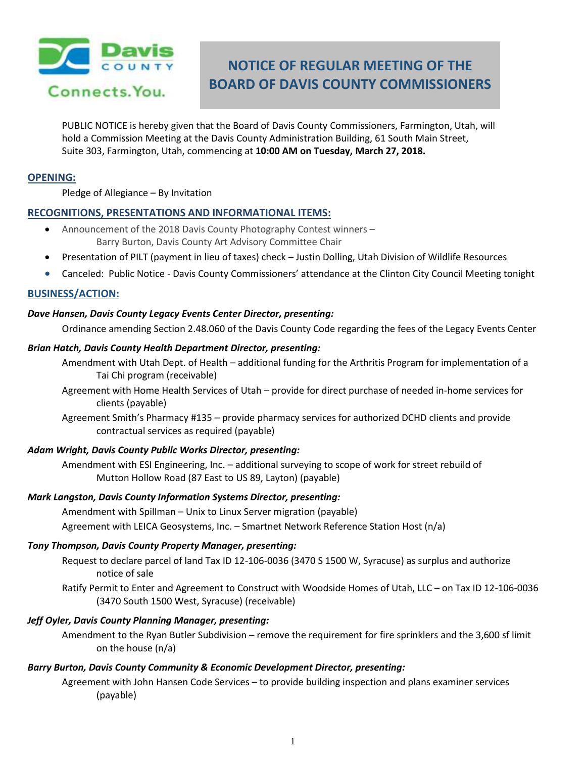# NOTICE OF REGULAR MEETING OF THE BOARD OF DAVIS COUNTY COMMISSIONERS

PUBLIC NOTICE is hereby given that the Board of Davis County Commissioners, Farmington, Utah, will hold a Commission Meeting at the Davis County Administration Building, 61 South Main Street, Suite 303, Farmington, Utah, commencing at **10:00 AM on Tuesday, March 27, 2018.**

## OPENING:

Pledge of Allegiance – By Invitation

## RECOGNITIONS, PRESENTATIONS AND INFORMATIONAL ITEMS:

- Announcement of the 2018 Davis County Photography Contest winners – Barry Burton, Davis County Art Advisory Committee Chair
- Presentation of PILT (payment in lieu of taxes) check – Justin Dolling, Utah Division of Wildlife Resources
- Canceled: Public Notice - Davis County Commissioners' attendance at the Clinton City Council Meeting tonight

## BUSINESS/ACTION:

***Dave Hansen, Davis County Legacy Events Center Director, presenting:***

Ordinance amending Section 2.48.060 of the Davis County Code regarding the fees of the Legacy Events Center

***Brian Hatch, Davis County Health Department Director, presenting:***

Amendment with Utah Dept. of Health – additional funding for the Arthritis Program for implementation of a Tai Chi program (receivable)

Agreement with Home Health Services of Utah – provide for direct purchase of needed in-home services for clients (payable)

Agreement Smith's Pharmacy #135 – provide pharmacy services for authorized DCHD clients and provide contractual services as required (payable)

***Adam Wright, Davis County Public Works Director, presenting:***

Amendment with ESI Engineering, Inc. – additional surveying to scope of work for street rebuild of Mutton Hollow Road (87 East to US 89, Layton) (payable)

***Mark Langston, Davis County Information Systems Director, presenting:***

Amendment with Spillman – Unix to Linux Server migration (payable)

Agreement with LEICA Geosystems, Inc. – Smartnet Network Reference Station Host (n/a)

***Tony Thompson, Davis County Property Manager, presenting:***

Request to declare parcel of land Tax ID 12-106-0036 (3470 S 1500 W, Syracuse) as surplus and authorize notice of sale

Ratify Permit to Enter and Agreement to Construct with Woodside Homes of Utah, LLC – on Tax ID 12-106-0036 (3470 South 1500 West, Syracuse) (receivable)

***Jeff Oyler, Davis County Planning Manager, presenting:***

Amendment to the Ryan Butler Subdivision – remove the requirement for fire sprinklers and the 3,600 sf limit on the house (n/a)

***Barry Burton, Davis County Community & Economic Development Director, presenting:***

Agreement with John Hansen Code Services – to provide building inspection and plans examiner services (payable)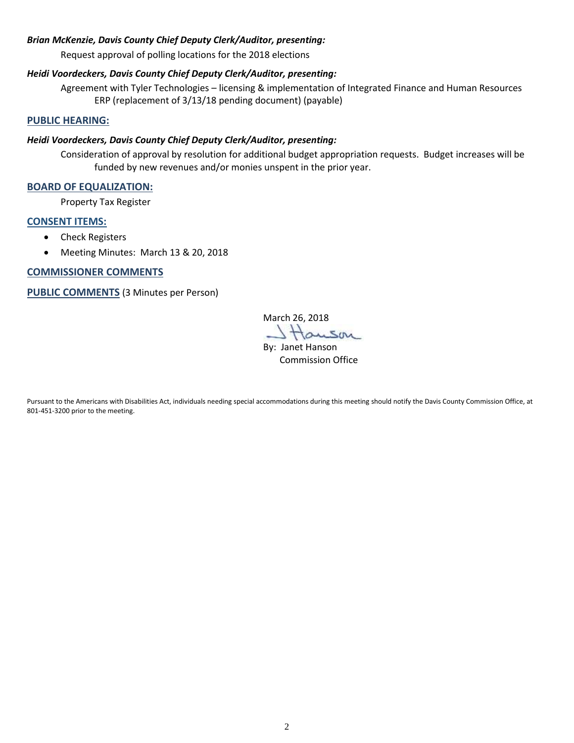***Brian McKenzie, Davis County Chief Deputy Clerk/Auditor, presenting:***

Request approval of polling locations for the 2018 elections

***Heidi Voordeckers, Davis County Chief Deputy Clerk/Auditor, presenting:***

Agreement with Tyler Technologies – licensing & implementation of Integrated Finance and Human Resources ERP (replacement of 3/13/18 pending document) (payable)

## PUBLIC HEARING:

***Heidi Voordeckers, Davis County Chief Deputy Clerk/Auditor, presenting:***

Consideration of approval by resolution for additional budget appropriation requests. Budget increases will be funded by new revenues and/or monies unspent in the prior year.

## BOARD OF EQUALIZATION:

Property Tax Register

## CONSENT ITEMS:

- Check Registers
- Meeting Minutes: March 13 & 20, 2018

## COMMISSIONER COMMENTS

**PUBLIC COMMENTS** (3 Minutes per Person)

March 26, 2018

J Hanson

By: Janet Hanson
Commission Office

Pursuant to the Americans with Disabilities Act, individuals needing special accommodations during this meeting should notify the Davis County Commission Office, at 801-451-3200 prior to the meeting.